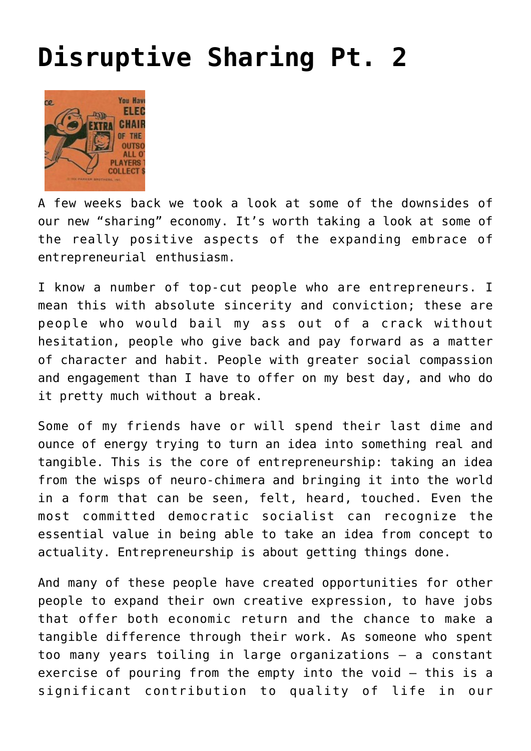# Disruptive Sharing Pt. 2

A few weeks back we took a look at some of the downsides of our new "sharing" economy. It's worth taking a look at some of the really positive aspects of the expanding embrace of entrepreneurial enthusiasm.

I know a number of top-cut people who are entrepreneurs. I mean this with absolute sincerity and conviction; these are people who would bail my ass out of a crack without hesitation, people who give back and pay forward as a matter of character and habit. People with greater social compassion and engagement than I have to offer on my best day, and who do it pretty much without a break.

Some of my friends have or will spend their last dime and ounce of energy trying to turn an idea into something real and tangible. This is the core of entrepreneurship: taking an idea from the wisps of neuro-chimera and bringing it into the world in a form that can be seen, felt, heard, touched. Even the most committed democratic socialist can recognize the essential value in being able to take an idea from concept to actuality. Entrepreneurship is about getting things done.

And many of these people have created opportunities for other people to expand their own creative expression, to have jobs that offer both economic return and the chance to make a tangible difference through their work. As someone who spent too many years toiling in large organizations – a constant exercise of pouring from the empty into the void – this is a significant contribution to quality of life in our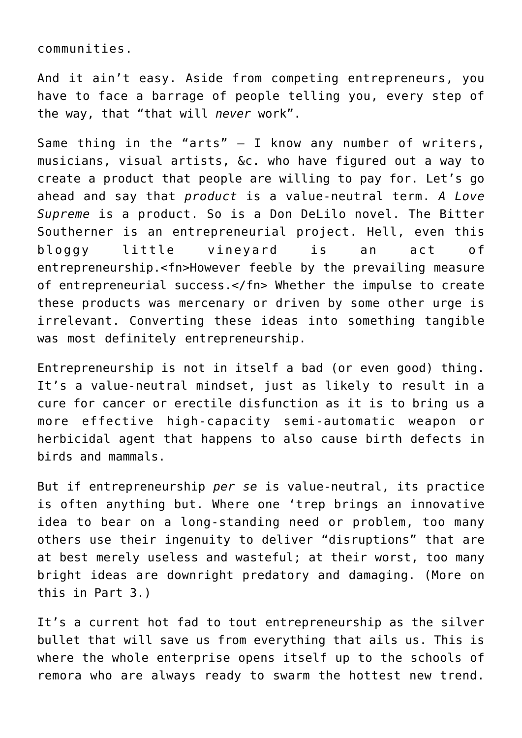communities.

And it ain't easy. Aside from competing entrepreneurs, you have to face a barrage of people telling you, every step of the way, that "that will *never* work".

Same thing in the "arts" — I know any number of writers, musicians, visual artists, &c. who have figured out a way to create a product that people are willing to pay for. Let's go ahead and say that *product* is a value-neutral term. *A Love Supreme* is a product. So is a Don DeLilo novel. The Bitter Southerner is an entrepreneurial project. Hell, even this bloggy little vineyard is an act of entrepreneurship.<fn>However feeble by the prevailing measure of entrepreneurial success.</fn> Whether the impulse to create these products was mercenary or driven by some other urge is irrelevant. Converting these ideas into something tangible was most definitely entrepreneurship.

Entrepreneurship is not in itself a bad (or even good) thing. It's a value-neutral mindset, just as likely to result in a cure for cancer or erectile disfunction as it is to bring us a more effective high-capacity semi-automatic weapon or herbicidal agent that happens to also cause birth defects in birds and mammals.

But if entrepreneurship *per se* is value-neutral, its practice is often anything but. Where one 'trep brings an innovative idea to bear on a long-standing need or problem, too many others use their ingenuity to deliver "disruptions" that are at best merely useless and wasteful; at their worst, too many bright ideas are downright predatory and damaging. (More on this in Part 3.)

It's a current hot fad to tout entrepreneurship as the silver bullet that will save us from everything that ails us. This is where the whole enterprise opens itself up to the schools of remora who are always ready to swarm the hottest new trend.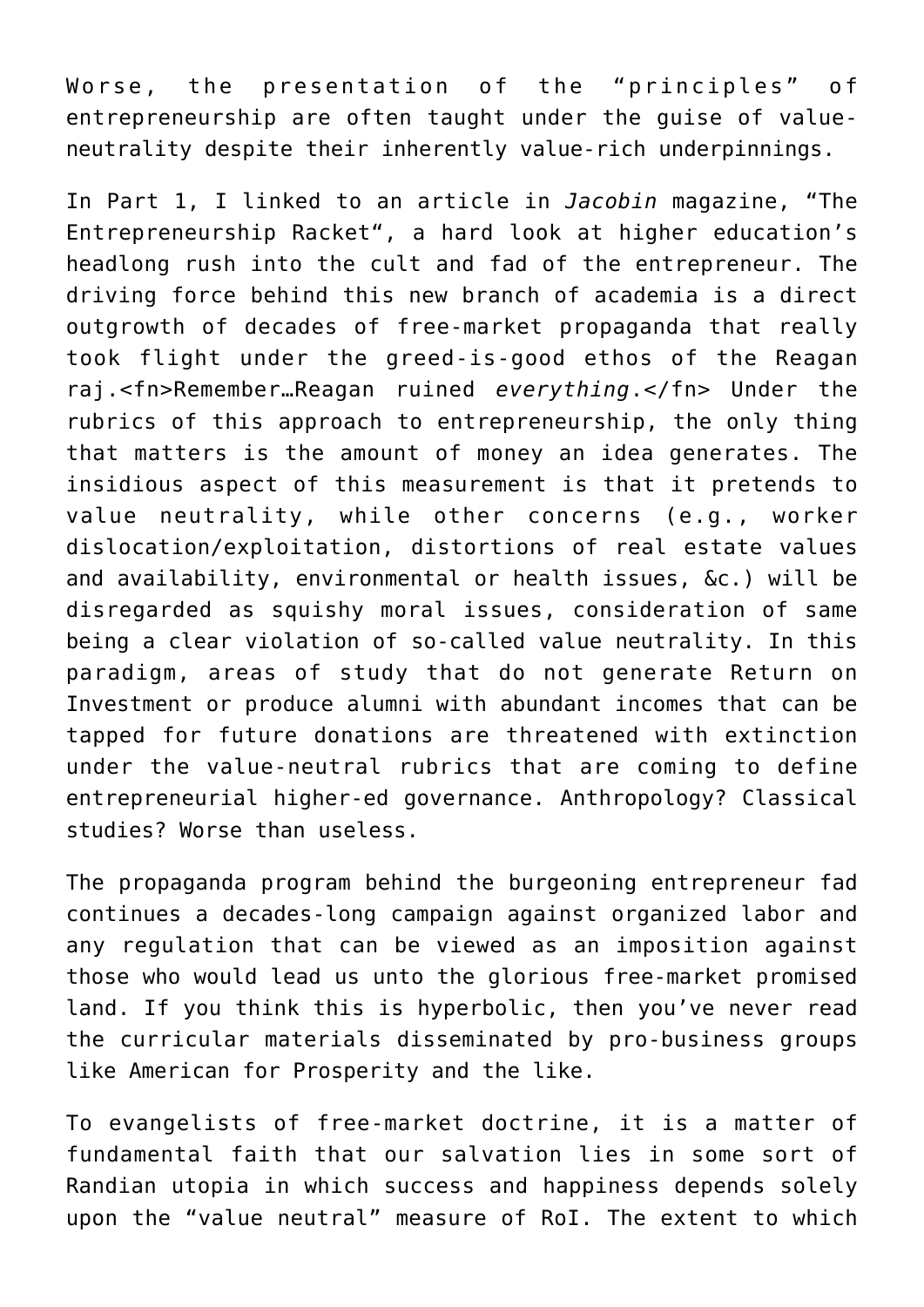Worse, the presentation of the "principles" of entrepreneurship are often taught under the guise of value-neutrality despite their inherently value-rich underpinnings.

In Part 1, I linked to an article in *Jacobin* magazine, "The Entrepreneurship Racket", a hard look at higher education's headlong rush into the cult and fad of the entrepreneur. The driving force behind this new branch of academia is a direct outgrowth of decades of free-market propaganda that really took flight under the greed-is-good ethos of the Reagan raj.<fn>Remember…Reagan ruined *everything*.</fn> Under the rubrics of this approach to entrepreneurship, the only thing that matters is the amount of money an idea generates. The insidious aspect of this measurement is that it pretends to value neutrality, while other concerns (e.g., worker dislocation/exploitation, distortions of real estate values and availability, environmental or health issues, &c.) will be disregarded as squishy moral issues, consideration of same being a clear violation of so-called value neutrality. In this paradigm, areas of study that do not generate Return on Investment or produce alumni with abundant incomes that can be tapped for future donations are threatened with extinction under the value-neutral rubrics that are coming to define entrepreneurial higher-ed governance. Anthropology? Classical studies? Worse than useless.

The propaganda program behind the burgeoning entrepreneur fad continues a decades-long campaign against organized labor and any regulation that can be viewed as an imposition against those who would lead us unto the glorious free-market promised land. If you think this is hyperbolic, then you've never read the curricular materials disseminated by pro-business groups like American for Prosperity and the like.

To evangelists of free-market doctrine, it is a matter of fundamental faith that our salvation lies in some sort of Randian utopia in which success and happiness depends solely upon the "value neutral" measure of RoI. The extent to which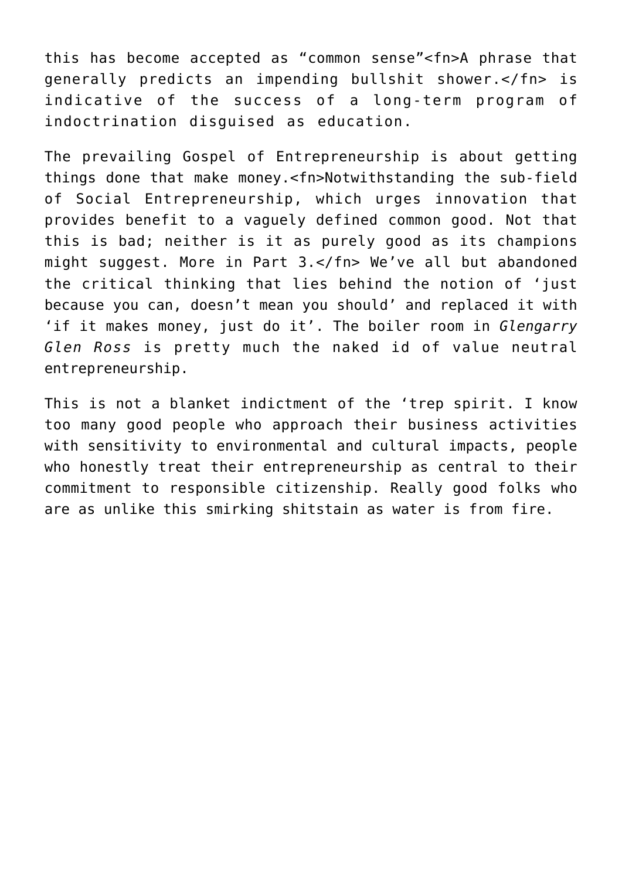this has become accepted as “common sense”<fn>A phrase that generally predicts an impending bullshit shower.</fn> is indicative of the success of a long-term program of indoctrination disguised as education.

The prevailing Gospel of Entrepreneurship is about getting things done that make money.<fn>Notwithstanding the sub-field of Social Entrepreneurship, which urges innovation that provides benefit to a vaguely defined common good. Not that this is bad; neither is it as purely good as its champions might suggest. More in Part 3.</fn> We’ve all but abandoned the critical thinking that lies behind the notion of ‘just because you can, doesn’t mean you should’ and replaced it with ‘if it makes money, just do it’. The boiler room in *Glengarry Glen Ross* is pretty much the naked id of value neutral entrepreneurship.

This is not a blanket indictment of the ‘trep spirit. I know too many good people who approach their business activities with sensitivity to environmental and cultural impacts, people who honestly treat their entrepreneurship as central to their commitment to responsible citizenship. Really good folks who are as unlike this smirking shitstain as water is from fire.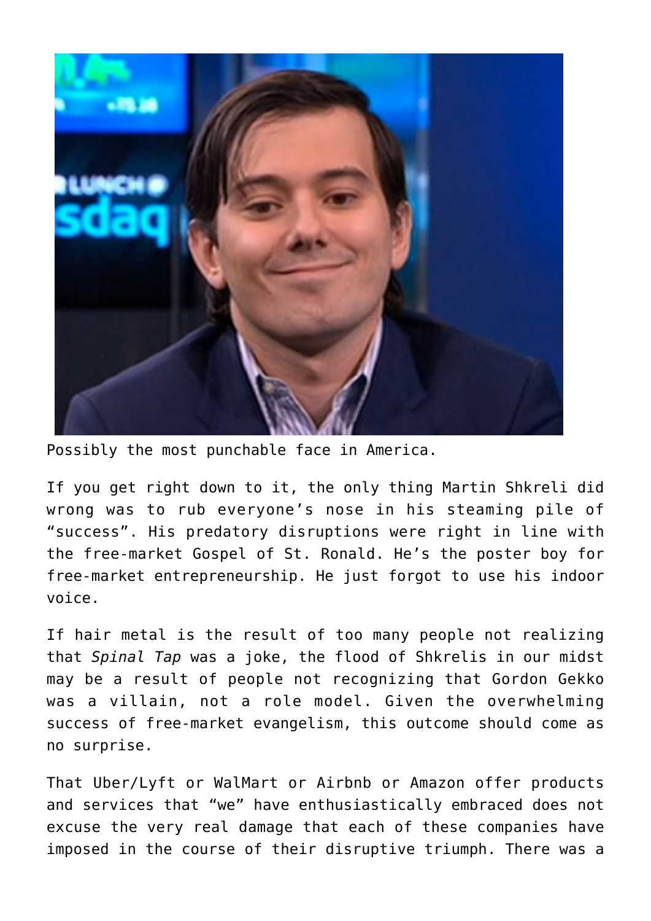Possibly the most punchable face in America.

If you get right down to it, the only thing Martin Shkreli did wrong was to rub everyone's nose in his steaming pile of "success". His predatory disruptions were right in line with the free-market Gospel of St. Ronald. He's the poster boy for free-market entrepreneurship. He just forgot to use his indoor voice.

If hair metal is the result of too many people not realizing that *Spinal Tap* was a joke, the flood of Shkrelis in our midst may be a result of people not recognizing that Gordon Gekko was a villain, not a role model. Given the overwhelming success of free-market evangelism, this outcome should come as no surprise.

That Uber/Lyft or WalMart or Airbnb or Amazon offer products and services that "we" have enthusiastically embraced does not excuse the very real damage that each of these companies have imposed in the course of their disruptive triumph. There was a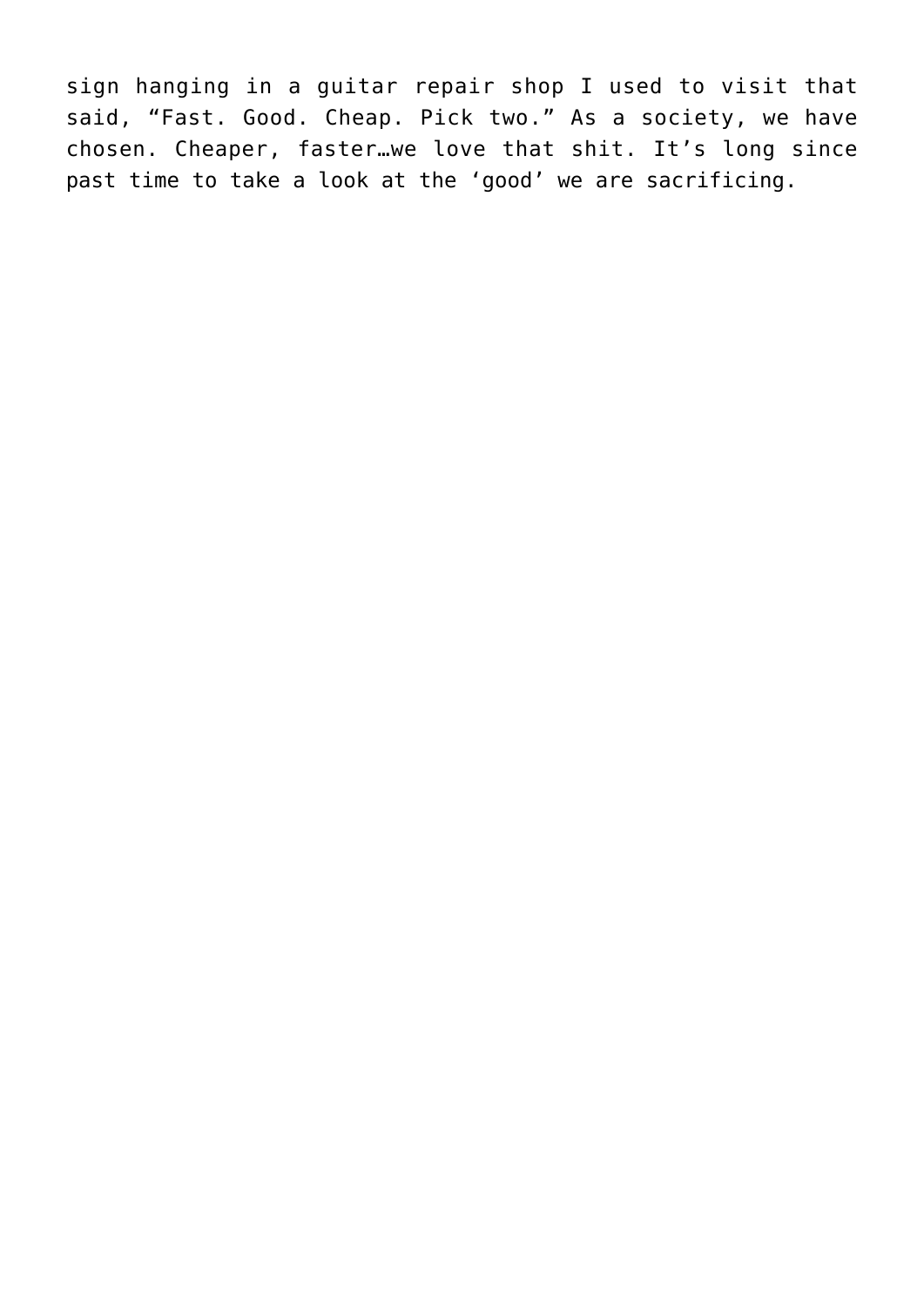sign hanging in a guitar repair shop I used to visit that said, “Fast. Good. Cheap. Pick two.” As a society, we have chosen. Cheaper, faster…we love that shit. It’s long since past time to take a look at the ‘good’ we are sacrificing.